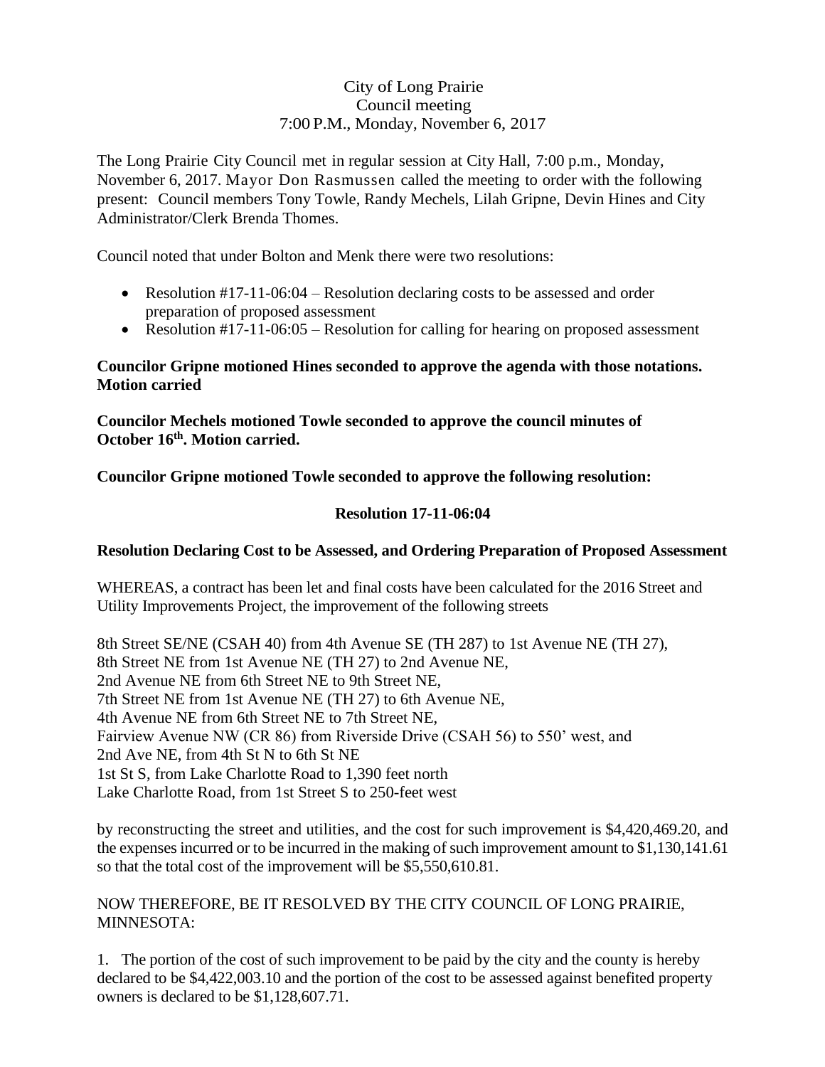City of Long Prairie
Council meeting
7:00 P.M., Monday, November 6, 2017

The Long Prairie City Council met in regular session at City Hall, 7:00 p.m., Monday, November 6, 2017. Mayor Don Rasmussen called the meeting to order with the following present: Council members Tony Towle, Randy Mechels, Lilah Gripne, Devin Hines and City Administrator/Clerk Brenda Thomes.

Council noted that under Bolton and Menk there were two resolutions:

- Resolution #17-11-06:04 – Resolution declaring costs to be assessed and order preparation of proposed assessment
- Resolution #17-11-06:05 – Resolution for calling for hearing on proposed assessment

**Councilor Gripne motioned Hines seconded to approve the agenda with those notations. Motion carried**

**Councilor Mechels motioned Towle seconded to approve the council minutes of October 16th. Motion carried.**

**Councilor Gripne motioned Towle seconded to approve the following resolution:**

**Resolution 17-11-06:04**

**Resolution Declaring Cost to be Assessed, and Ordering Preparation of Proposed Assessment**

WHEREAS, a contract has been let and final costs have been calculated for the 2016 Street and Utility Improvements Project, the improvement of the following streets

8th Street SE/NE (CSAH 40) from 4th Avenue SE (TH 287) to 1st Avenue NE (TH 27),
8th Street NE from 1st Avenue NE (TH 27) to 2nd Avenue NE,
2nd Avenue NE from 6th Street NE to 9th Street NE,
7th Street NE from 1st Avenue NE (TH 27) to 6th Avenue NE,
4th Avenue NE from 6th Street NE to 7th Street NE,
Fairview Avenue NW (CR 86) from Riverside Drive (CSAH 56) to 550' west, and
2nd Ave NE, from 4th St N to 6th St NE
1st St S, from Lake Charlotte Road to 1,390 feet north
Lake Charlotte Road, from 1st Street S to 250-feet west

by reconstructing the street and utilities, and the cost for such improvement is $4,420,469.20, and the expenses incurred or to be incurred in the making of such improvement amount to $1,130,141.61 so that the total cost of the improvement will be $5,550,610.81.

NOW THEREFORE, BE IT RESOLVED BY THE CITY COUNCIL OF LONG PRAIRIE, MINNESOTA:

1. The portion of the cost of such improvement to be paid by the city and the county is hereby declared to be $4,422,003.10 and the portion of the cost to be assessed against benefited property owners is declared to be $1,128,607.71.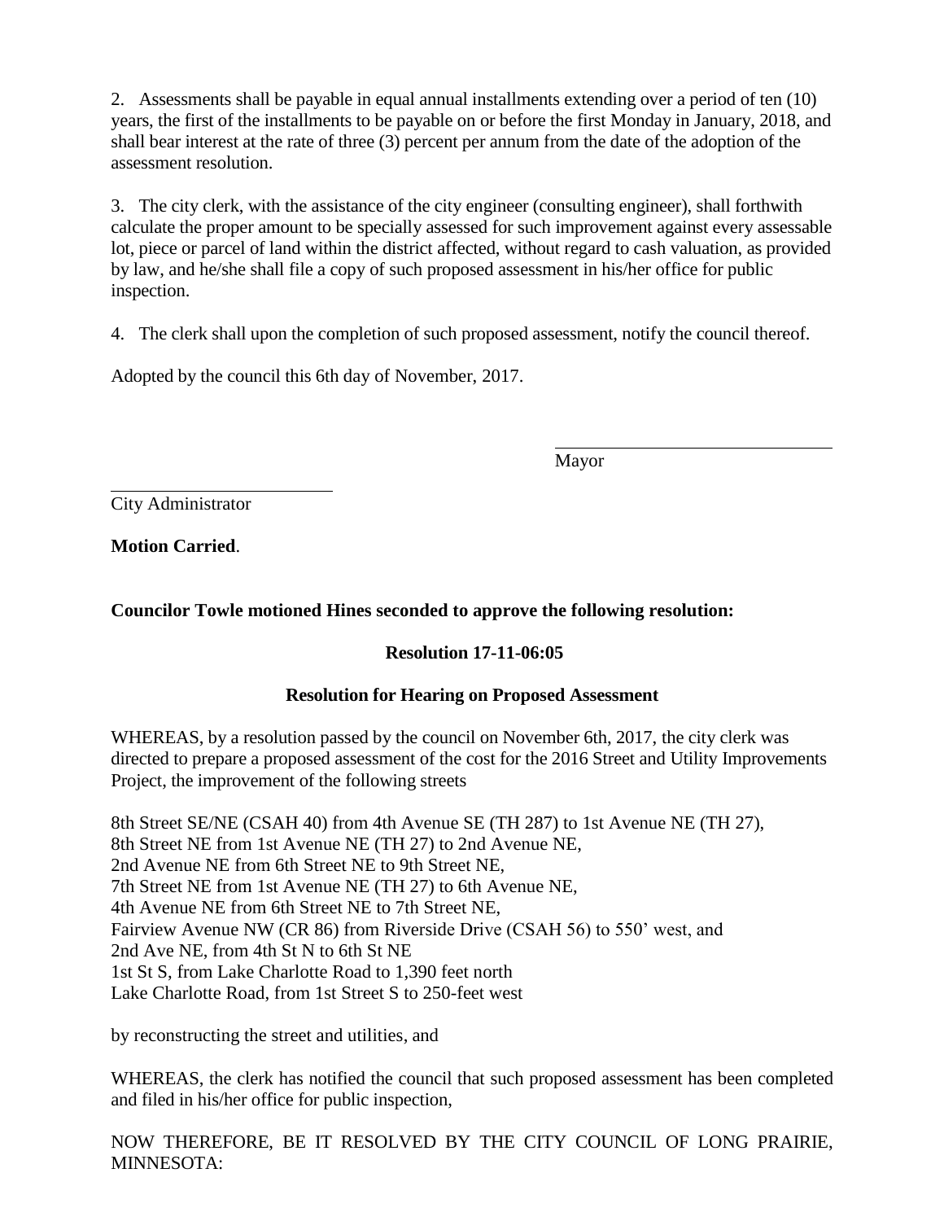2. Assessments shall be payable in equal annual installments extending over a period of ten (10) years, the first of the installments to be payable on or before the first Monday in January, 2018, and shall bear interest at the rate of three (3) percent per annum from the date of the adoption of the assessment resolution.

3. The city clerk, with the assistance of the city engineer (consulting engineer), shall forthwith calculate the proper amount to be specially assessed for such improvement against every assessable lot, piece or parcel of land within the district affected, without regard to cash valuation, as provided by law, and he/she shall file a copy of such proposed assessment in his/her office for public inspection.

4. The clerk shall upon the completion of such proposed assessment, notify the council thereof.

Adopted by the council this 6th day of November, 2017.

\_\_\_\_\_\_\_\_\_\_\_\_\_\_\_\_\_\_\_\_\_\_\_\_\_\_\_\_\_\_
Mayor

\_\_\_\_\_\_\_\_\_\_\_\_\_\_\_\_\_\_\_\_\_\_\_\_\_\_\_\_\_\_
City Administrator

**Motion Carried**.

**Councilor Towle motioned Hines seconded to approve the following resolution:**

**Resolution 17-11-06:05**

**Resolution for Hearing on Proposed Assessment**

WHEREAS, by a resolution passed by the council on November 6th, 2017, the city clerk was directed to prepare a proposed assessment of the cost for the 2016 Street and Utility Improvements Project, the improvement of the following streets

8th Street SE/NE (CSAH 40) from 4th Avenue SE (TH 287) to 1st Avenue NE (TH 27),
8th Street NE from 1st Avenue NE (TH 27) to 2nd Avenue NE,
2nd Avenue NE from 6th Street NE to 9th Street NE,
7th Street NE from 1st Avenue NE (TH 27) to 6th Avenue NE,
4th Avenue NE from 6th Street NE to 7th Street NE,
Fairview Avenue NW (CR 86) from Riverside Drive (CSAH 56) to 550' west, and
2nd Ave NE, from 4th St N to 6th St NE
1st St S, from Lake Charlotte Road to 1,390 feet north
Lake Charlotte Road, from 1st Street S to 250-feet west

by reconstructing the street and utilities, and

WHEREAS, the clerk has notified the council that such proposed assessment has been completed and filed in his/her office for public inspection,

NOW THEREFORE, BE IT RESOLVED BY THE CITY COUNCIL OF LONG PRAIRIE, MINNESOTA: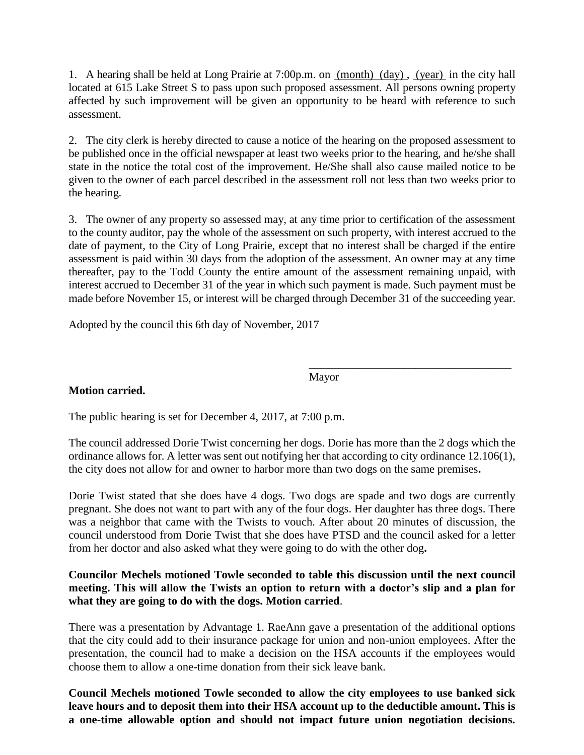1. A hearing shall be held at Long Prairie at 7:00p.m. on (month) (day) , (year) in the city hall located at 615 Lake Street S to pass upon such proposed assessment. All persons owning property affected by such improvement will be given an opportunity to be heard with reference to such assessment.

2. The city clerk is hereby directed to cause a notice of the hearing on the proposed assessment to be published once in the official newspaper at least two weeks prior to the hearing, and he/she shall state in the notice the total cost of the improvement. He/She shall also cause mailed notice to be given to the owner of each parcel described in the assessment roll not less than two weeks prior to the hearing.

3. The owner of any property so assessed may, at any time prior to certification of the assessment to the county auditor, pay the whole of the assessment on such property, with interest accrued to the date of payment, to the City of Long Prairie, except that no interest shall be charged if the entire assessment is paid within 30 days from the adoption of the assessment. An owner may at any time thereafter, pay to the Todd County the entire amount of the assessment remaining unpaid, with interest accrued to December 31 of the year in which such payment is made. Such payment must be made before November 15, or interest will be charged through December 31 of the succeeding year.

Adopted by the council this 6th day of November, 2017

\_\_\_\_\_\_\_\_\_\_\_\_\_\_\_\_\_\_\_\_\_\_\_\_\_\_\_\_\_\_\_\_\_\_\_\_
Mayor

**Motion carried.**

The public hearing is set for December 4, 2017, at 7:00 p.m.

The council addressed Dorie Twist concerning her dogs. Dorie has more than the 2 dogs which the ordinance allows for. A letter was sent out notifying her that according to city ordinance 12.106(1), the city does not allow for and owner to harbor more than two dogs on the same premises**.**

Dorie Twist stated that she does have 4 dogs. Two dogs are spade and two dogs are currently pregnant. She does not want to part with any of the four dogs. Her daughter has three dogs. There was a neighbor that came with the Twists to vouch. After about 20 minutes of discussion, the council understood from Dorie Twist that she does have PTSD and the council asked for a letter from her doctor and also asked what they were going to do with the other dog**.**

**Councilor Mechels motioned Towle seconded to table this discussion until the next council meeting. This will allow the Twists an option to return with a doctor's slip and a plan for what they are going to do with the dogs. Motion carried**.

There was a presentation by Advantage 1. RaeAnn gave a presentation of the additional options that the city could add to their insurance package for union and non-union employees. After the presentation, the council had to make a decision on the HSA accounts if the employees would choose them to allow a one-time donation from their sick leave bank.

**Council Mechels motioned Towle seconded to allow the city employees to use banked sick leave hours and to deposit them into their HSA account up to the deductible amount. This is a one-time allowable option and should not impact future union negotiation decisions.**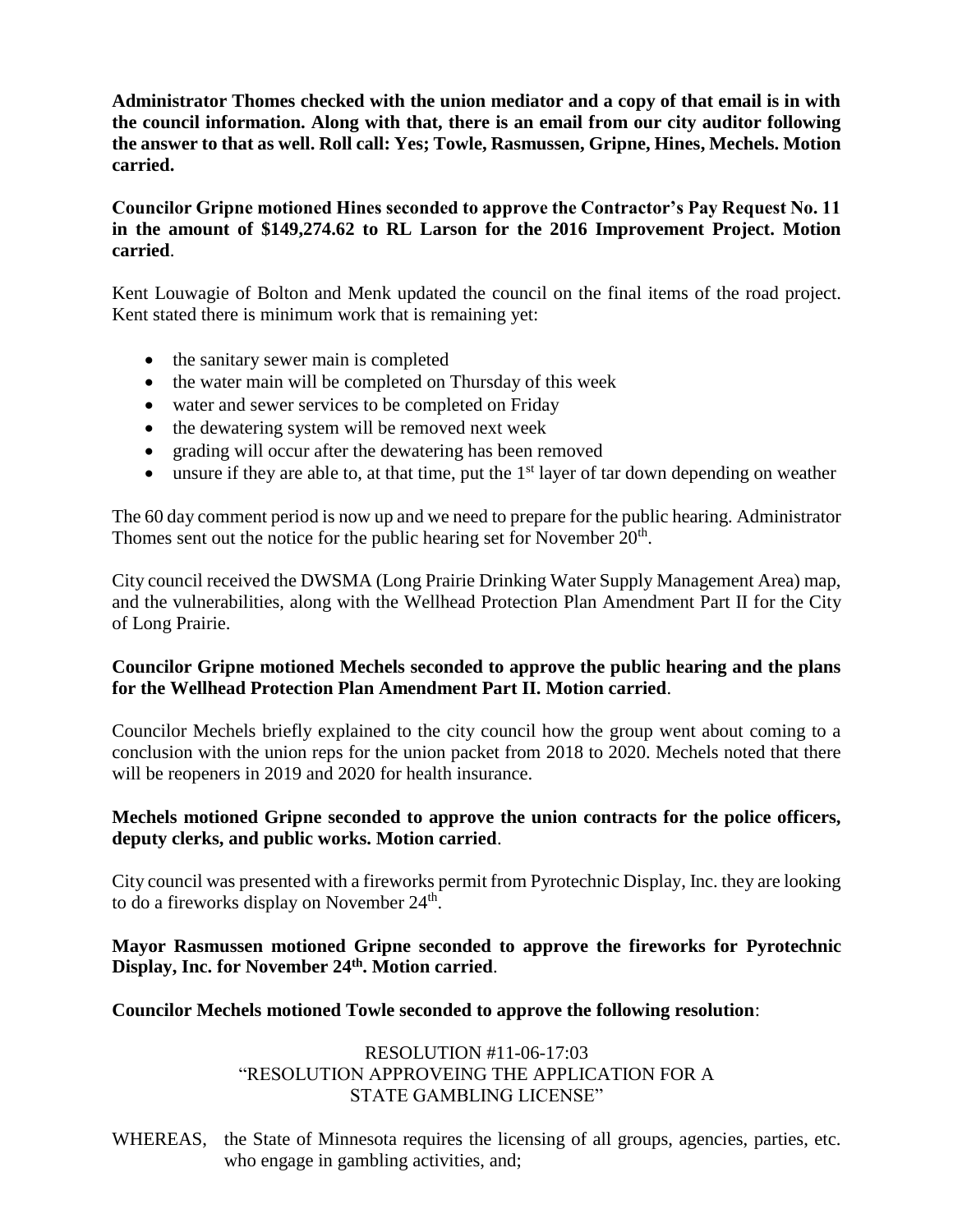**Administrator Thomes checked with the union mediator and a copy of that email is in with the council information. Along with that, there is an email from our city auditor following the answer to that as well. Roll call: Yes; Towle, Rasmussen, Gripne, Hines, Mechels. Motion carried.**

**Councilor Gripne motioned Hines seconded to approve the Contractor's Pay Request No. 11 in the amount of $149,274.62 to RL Larson for the 2016 Improvement Project. Motion carried**.

Kent Louwagie of Bolton and Menk updated the council on the final items of the road project. Kent stated there is minimum work that is remaining yet:

- the sanitary sewer main is completed
- the water main will be completed on Thursday of this week
- water and sewer services to be completed on Friday
- the dewatering system will be removed next week
- grading will occur after the dewatering has been removed
- unsure if they are able to, at that time, put the 1st layer of tar down depending on weather

The 60 day comment period is now up and we need to prepare for the public hearing. Administrator Thomes sent out the notice for the public hearing set for November 20th.

City council received the DWSMA (Long Prairie Drinking Water Supply Management Area) map, and the vulnerabilities, along with the Wellhead Protection Plan Amendment Part II for the City of Long Prairie.

**Councilor Gripne motioned Mechels seconded to approve the public hearing and the plans for the Wellhead Protection Plan Amendment Part II. Motion carried**.

Councilor Mechels briefly explained to the city council how the group went about coming to a conclusion with the union reps for the union packet from 2018 to 2020. Mechels noted that there will be reopeners in 2019 and 2020 for health insurance.

**Mechels motioned Gripne seconded to approve the union contracts for the police officers, deputy clerks, and public works. Motion carried**.

City council was presented with a fireworks permit from Pyrotechnic Display, Inc. they are looking to do a fireworks display on November 24th.

**Mayor Rasmussen motioned Gripne seconded to approve the fireworks for Pyrotechnic Display, Inc. for November 24th. Motion carried**.

**Councilor Mechels motioned Towle seconded to approve the following resolution**:

RESOLUTION #11-06-17:03
"RESOLUTION APPROVEING THE APPLICATION FOR A STATE GAMBLING LICENSE"

WHEREAS, the State of Minnesota requires the licensing of all groups, agencies, parties, etc. who engage in gambling activities, and;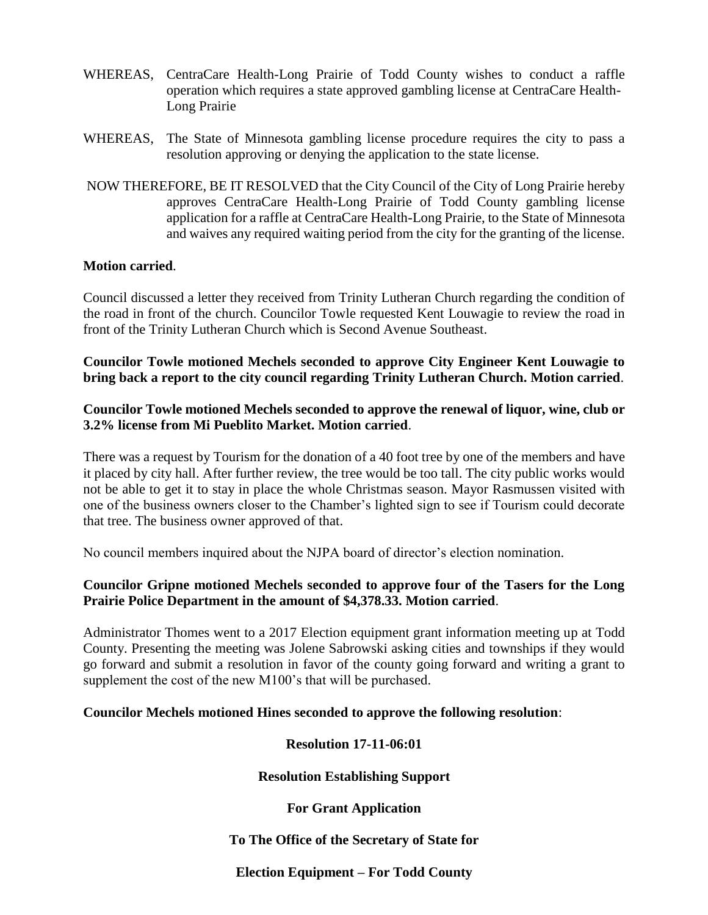WHEREAS, CentraCare Health-Long Prairie of Todd County wishes to conduct a raffle operation which requires a state approved gambling license at CentraCare Health-Long Prairie

WHEREAS, The State of Minnesota gambling license procedure requires the city to pass a resolution approving or denying the application to the state license.

NOW THEREFORE, BE IT RESOLVED that the City Council of the City of Long Prairie hereby approves CentraCare Health-Long Prairie of Todd County gambling license application for a raffle at CentraCare Health-Long Prairie, to the State of Minnesota and waives any required waiting period from the city for the granting of the license.

**Motion carried**.

Council discussed a letter they received from Trinity Lutheran Church regarding the condition of the road in front of the church. Councilor Towle requested Kent Louwagie to review the road in front of the Trinity Lutheran Church which is Second Avenue Southeast.

**Councilor Towle motioned Mechels seconded to approve City Engineer Kent Louwagie to bring back a report to the city council regarding Trinity Lutheran Church. Motion carried**.

**Councilor Towle motioned Mechels seconded to approve the renewal of liquor, wine, club or 3.2% license from Mi Pueblito Market. Motion carried**.

There was a request by Tourism for the donation of a 40 foot tree by one of the members and have it placed by city hall. After further review, the tree would be too tall. The city public works would not be able to get it to stay in place the whole Christmas season. Mayor Rasmussen visited with one of the business owners closer to the Chamber's lighted sign to see if Tourism could decorate that tree. The business owner approved of that.

No council members inquired about the NJPA board of director's election nomination.

**Councilor Gripne motioned Mechels seconded to approve four of the Tasers for the Long Prairie Police Department in the amount of $4,378.33. Motion carried**.

Administrator Thomes went to a 2017 Election equipment grant information meeting up at Todd County. Presenting the meeting was Jolene Sabrowski asking cities and townships if they would go forward and submit a resolution in favor of the county going forward and writing a grant to supplement the cost of the new M100's that will be purchased.

**Councilor Mechels motioned Hines seconded to approve the following resolution**:

**Resolution 17-11-06:01**

**Resolution Establishing Support**

**For Grant Application**

**To The Office of the Secretary of State for**

**Election Equipment – For Todd County**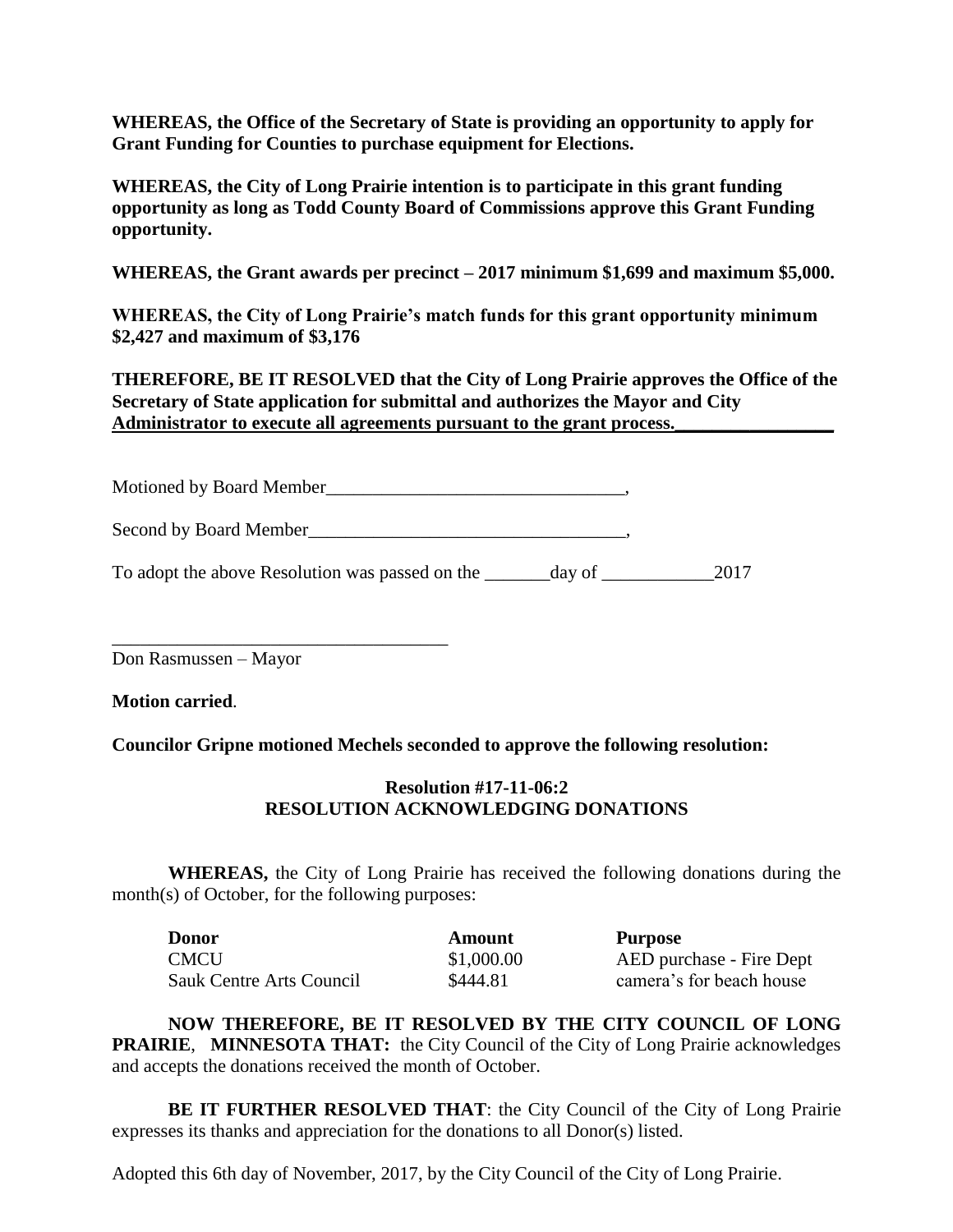**WHEREAS, the Office of the Secretary of State is providing an opportunity to apply for Grant Funding for Counties to purchase equipment for Elections.**

**WHEREAS, the City of Long Prairie intention is to participate in this grant funding opportunity as long as Todd County Board of Commissions approve this Grant Funding opportunity.**

**WHEREAS, the Grant awards per precinct – 2017 minimum $1,699 and maximum $5,000.**

**WHEREAS, the City of Long Prairie's match funds for this grant opportunity minimum $2,427 and maximum of $3,176**

**THEREFORE, BE IT RESOLVED that the City of Long Prairie approves the Office of the Secretary of State application for submittal and authorizes the Mayor and City Administrator to execute all agreements pursuant to the grant process.\_\_\_\_\_\_\_\_\_\_\_\_\_\_\_\_\_\_**

Motioned by Board Member\_\_\_\_\_\_\_\_\_\_\_\_\_\_\_\_\_\_\_\_\_\_\_\_\_\_\_\_\_\_\_\_\_\_,

Second by Board Member\_\_\_\_\_\_\_\_\_\_\_\_\_\_\_\_\_\_\_\_\_\_\_\_\_\_\_\_\_\_\_\_\_\_\_,

To adopt the above Resolution was passed on the \_\_\_\_\_\_\_day of \_\_\_\_\_\_\_\_\_\_\_\_2017

\_\_\_\_\_\_\_\_\_\_\_\_\_\_\_\_\_\_\_\_\_\_\_\_\_\_\_\_\_\_\_\_\_\_\_\_\_

Don Rasmussen – Mayor

**Motion carried**.

**Councilor Gripne motioned Mechels seconded to approve the following resolution:**

**Resolution #17-11-06:2**
**RESOLUTION ACKNOWLEDGING DONATIONS**

**WHEREAS,** the City of Long Prairie has received the following donations during the month(s) of October, for the following purposes:

| **Donor** | **Amount** | **Purpose** |
|---|---|---|
| CMCU | $1,000.00 | AED purchase - Fire Dept |
| Sauk Centre Arts Council | $444.81 | camera's for beach house |

**NOW THEREFORE, BE IT RESOLVED BY THE CITY COUNCIL OF LONG PRAIRIE, MINNESOTA THAT:** the City Council of the City of Long Prairie acknowledges and accepts the donations received the month of October.

**BE IT FURTHER RESOLVED THAT**: the City Council of the City of Long Prairie expresses its thanks and appreciation for the donations to all Donor(s) listed.

Adopted this 6th day of November, 2017, by the City Council of the City of Long Prairie.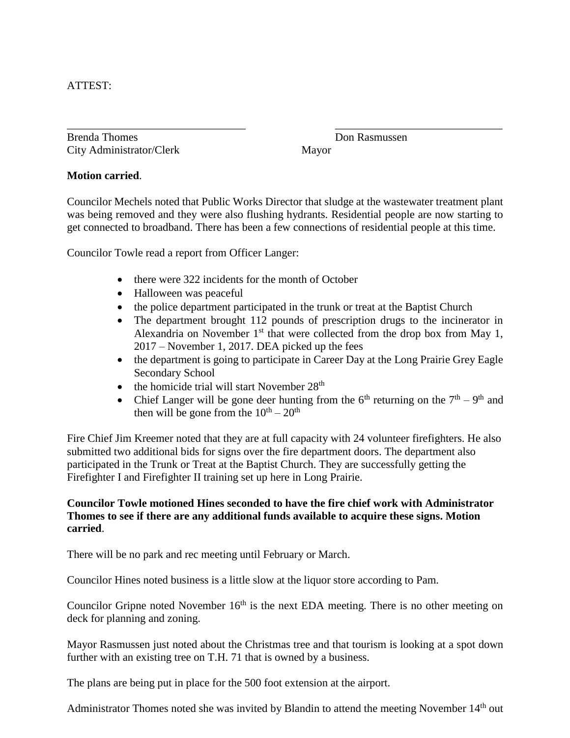ATTEST:

\_\_\_\_\_\_\_\_\_\_\_\_\_\_\_\_\_\_\_\_\_\_\_\_\_\_\_\_\_\_\_\_ \_\_\_\_\_\_\_\_\_\_\_\_\_\_\_\_\_\_\_\_\_\_\_\_\_\_\_\_\_\_

Brenda Thomes                                        Don Rasmussen
City Administrator/Clerk                             Mayor

**Motion carried**.

Councilor Mechels noted that Public Works Director that sludge at the wastewater treatment plant was being removed and they were also flushing hydrants. Residential people are now starting to get connected to broadband. There has been a few connections of residential people at this time.

Councilor Towle read a report from Officer Langer:

- there were 322 incidents for the month of October
- Halloween was peaceful
- the police department participated in the trunk or treat at the Baptist Church
- The department brought 112 pounds of prescription drugs to the incinerator in Alexandria on November 1st that were collected from the drop box from May 1, 2017 – November 1, 2017. DEA picked up the fees
- the department is going to participate in Career Day at the Long Prairie Grey Eagle Secondary School
- the homicide trial will start November 28th
- Chief Langer will be gone deer hunting from the 6th returning on the 7th – 9th and then will be gone from the 10th – 20th

Fire Chief Jim Kreemer noted that they are at full capacity with 24 volunteer firefighters. He also submitted two additional bids for signs over the fire department doors. The department also participated in the Trunk or Treat at the Baptist Church. They are successfully getting the Firefighter I and Firefighter II training set up here in Long Prairie.

**Councilor Towle motioned Hines seconded to have the fire chief work with Administrator Thomes to see if there are any additional funds available to acquire these signs. Motion carried**.

There will be no park and rec meeting until February or March.

Councilor Hines noted business is a little slow at the liquor store according to Pam.

Councilor Gripne noted November 16th is the next EDA meeting. There is no other meeting on deck for planning and zoning.

Mayor Rasmussen just noted about the Christmas tree and that tourism is looking at a spot down further with an existing tree on T.H. 71 that is owned by a business.

The plans are being put in place for the 500 foot extension at the airport.

Administrator Thomes noted she was invited by Blandin to attend the meeting November 14th out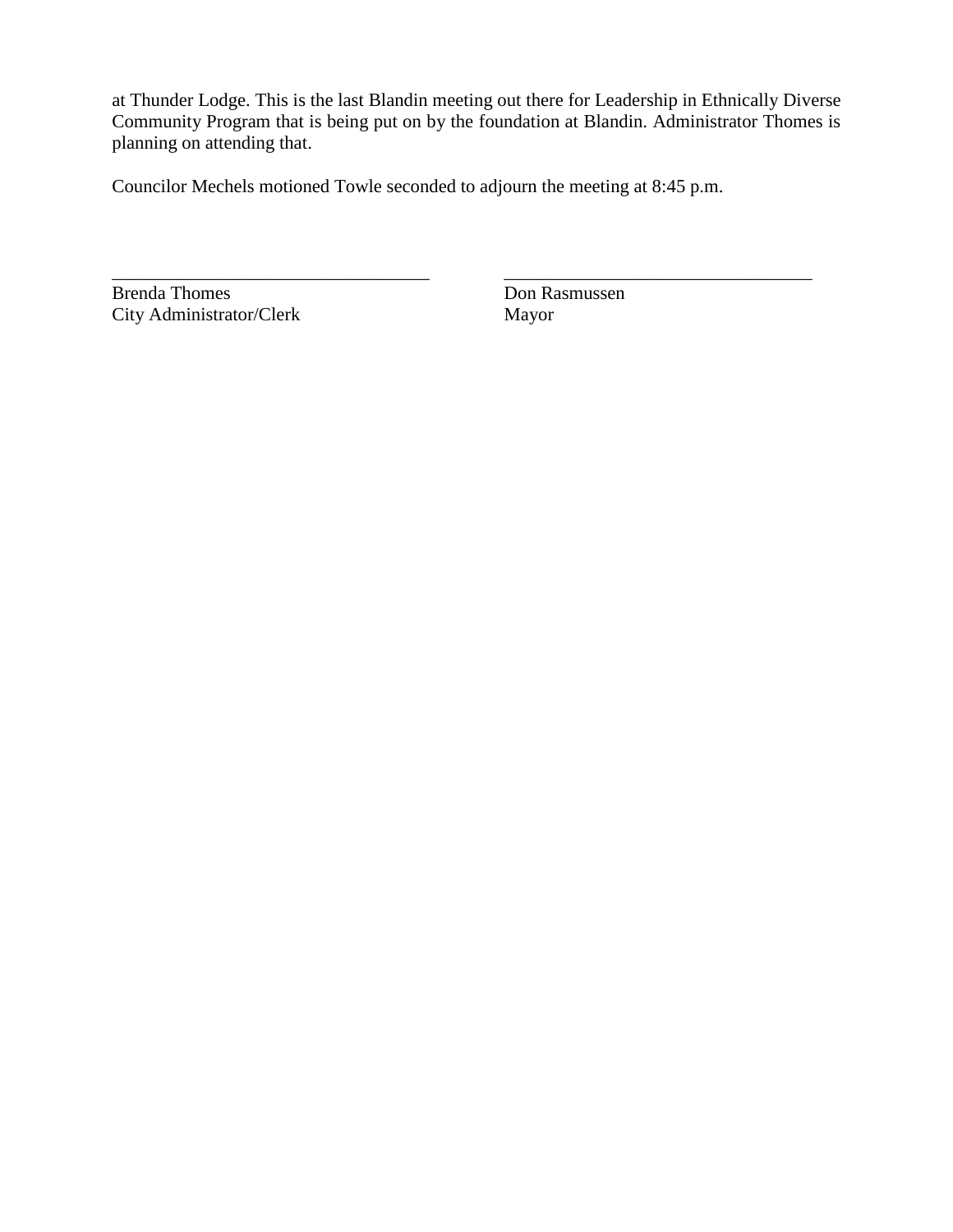at Thunder Lodge. This is the last Blandin meeting out there for Leadership in Ethnically Diverse Community Program that is being put on by the foundation at Blandin. Administrator Thomes is planning on attending that.

Councilor Mechels motioned Towle seconded to adjourn the meeting at 8:45 p.m.

| | |
|---|---|
| ___________________________________ | ___________________________________ |
| Brenda Thomes | Don Rasmussen |
| City Administrator/Clerk | Mayor |